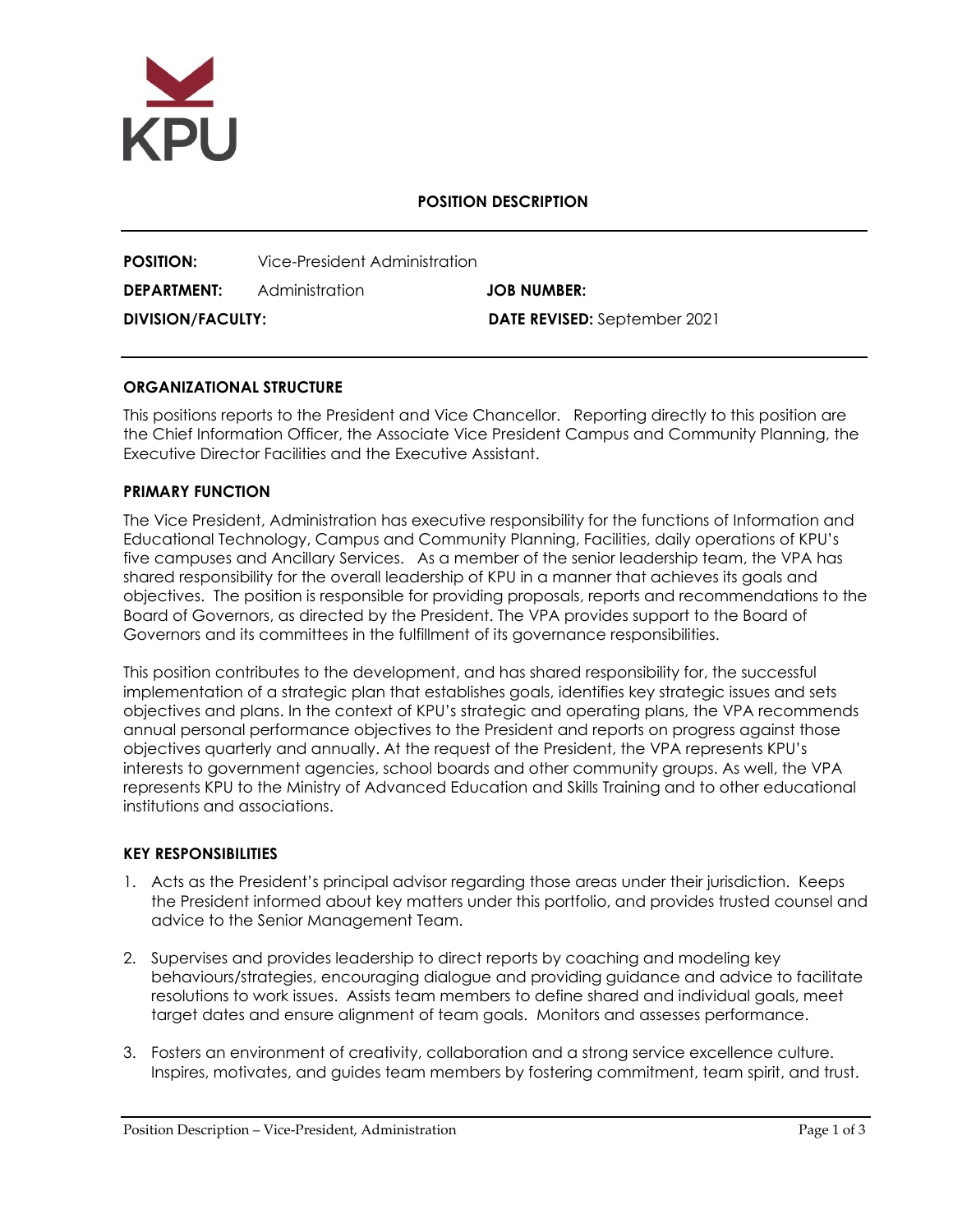KPU

# POSITION DESCRIPTION

**POSITION:** Vice-President Administration

**DEPARTMENT:** Administration **JOB NUMBER:**

**DIVISION/FACULTY:** **DATE REVISED:** September 2021

## ORGANIZATIONAL STRUCTURE

This positions reports to the President and Vice Chancellor. Reporting directly to this position are the Chief Information Officer, the Associate Vice President Campus and Community Planning, the Executive Director Facilities and the Executive Assistant.

## PRIMARY FUNCTION

The Vice President, Administration has executive responsibility for the functions of Information and Educational Technology, Campus and Community Planning, Facilities, daily operations of KPU's five campuses and Ancillary Services. As a member of the senior leadership team, the VPA has shared responsibility for the overall leadership of KPU in a manner that achieves its goals and objectives. The position is responsible for providing proposals, reports and recommendations to the Board of Governors, as directed by the President. The VPA provides support to the Board of Governors and its committees in the fulfillment of its governance responsibilities.

This position contributes to the development, and has shared responsibility for, the successful implementation of a strategic plan that establishes goals, identifies key strategic issues and sets objectives and plans. In the context of KPU's strategic and operating plans, the VPA recommends annual personal performance objectives to the President and reports on progress against those objectives quarterly and annually. At the request of the President, the VPA represents KPU's interests to government agencies, school boards and other community groups. As well, the VPA represents KPU to the Ministry of Advanced Education and Skills Training and to other educational institutions and associations.

## KEY RESPONSIBILITIES

1. Acts as the President's principal advisor regarding those areas under their jurisdiction. Keeps the President informed about key matters under this portfolio, and provides trusted counsel and advice to the Senior Management Team.

2. Supervises and provides leadership to direct reports by coaching and modeling key behaviours/strategies, encouraging dialogue and providing guidance and advice to facilitate resolutions to work issues. Assists team members to define shared and individual goals, meet target dates and ensure alignment of team goals. Monitors and assesses performance.

3. Fosters an environment of creativity, collaboration and a strong service excellence culture. Inspires, motivates, and guides team members by fostering commitment, team spirit, and trust.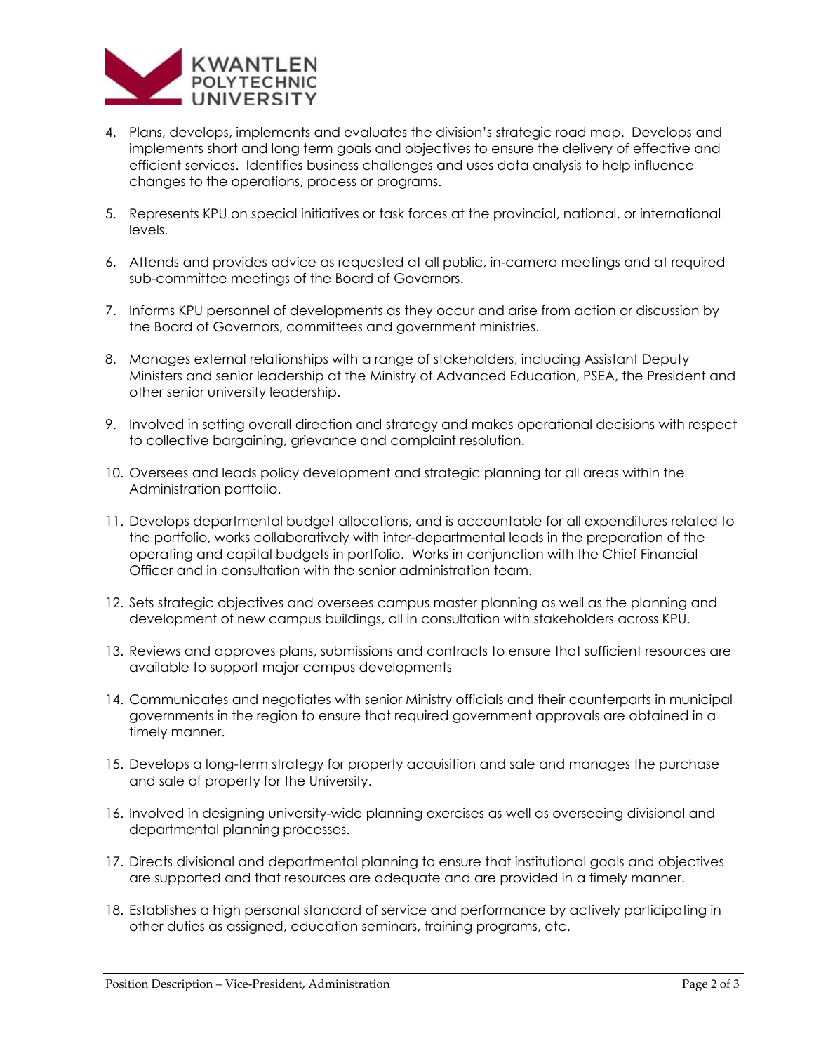4. Plans, develops, implements and evaluates the division's strategic road map. Develops and implements short and long term goals and objectives to ensure the delivery of effective and efficient services. Identifies business challenges and uses data analysis to help influence changes to the operations, process or programs.

5. Represents KPU on special initiatives or task forces at the provincial, national, or international levels.

6. Attends and provides advice as requested at all public, in-camera meetings and at required sub-committee meetings of the Board of Governors.

7. Informs KPU personnel of developments as they occur and arise from action or discussion by the Board of Governors, committees and government ministries.

8. Manages external relationships with a range of stakeholders, including Assistant Deputy Ministers and senior leadership at the Ministry of Advanced Education, PSEA, the President and other senior university leadership.

9. Involved in setting overall direction and strategy and makes operational decisions with respect to collective bargaining, grievance and complaint resolution.

10. Oversees and leads policy development and strategic planning for all areas within the Administration portfolio.

11. Develops departmental budget allocations, and is accountable for all expenditures related to the portfolio, works collaboratively with inter-departmental leads in the preparation of the operating and capital budgets in portfolio. Works in conjunction with the Chief Financial Officer and in consultation with the senior administration team.

12. Sets strategic objectives and oversees campus master planning as well as the planning and development of new campus buildings, all in consultation with stakeholders across KPU.

13. Reviews and approves plans, submissions and contracts to ensure that sufficient resources are available to support major campus developments

14. Communicates and negotiates with senior Ministry officials and their counterparts in municipal governments in the region to ensure that required government approvals are obtained in a timely manner.

15. Develops a long-term strategy for property acquisition and sale and manages the purchase and sale of property for the University.

16. Involved in designing university-wide planning exercises as well as overseeing divisional and departmental planning processes.

17. Directs divisional and departmental planning to ensure that institutional goals and objectives are supported and that resources are adequate and are provided in a timely manner.

18. Establishes a high personal standard of service and performance by actively participating in other duties as assigned, education seminars, training programs, etc.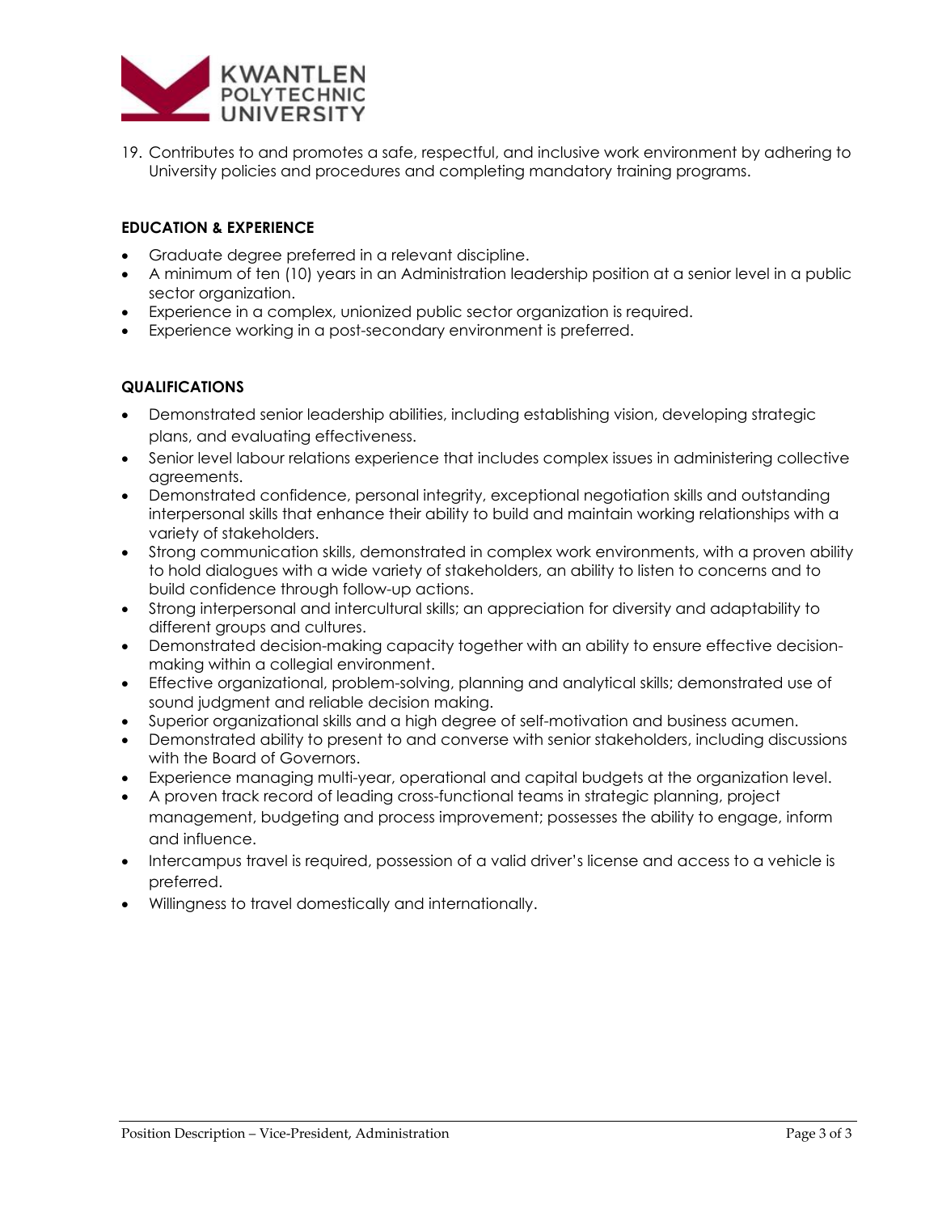19. Contributes to and promotes a safe, respectful, and inclusive work environment by adhering to University policies and procedures and completing mandatory training programs.

**EDUCATION & EXPERIENCE**

- Graduate degree preferred in a relevant discipline.
- A minimum of ten (10) years in an Administration leadership position at a senior level in a public sector organization.
- Experience in a complex, unionized public sector organization is required.
- Experience working in a post-secondary environment is preferred.

**QUALIFICATIONS**

- Demonstrated senior leadership abilities, including establishing vision, developing strategic plans, and evaluating effectiveness.
- Senior level labour relations experience that includes complex issues in administering collective agreements.
- Demonstrated confidence, personal integrity, exceptional negotiation skills and outstanding interpersonal skills that enhance their ability to build and maintain working relationships with a variety of stakeholders.
- Strong communication skills, demonstrated in complex work environments, with a proven ability to hold dialogues with a wide variety of stakeholders, an ability to listen to concerns and to build confidence through follow-up actions.
- Strong interpersonal and intercultural skills; an appreciation for diversity and adaptability to different groups and cultures.
- Demonstrated decision-making capacity together with an ability to ensure effective decision-making within a collegial environment.
- Effective organizational, problem-solving, planning and analytical skills; demonstrated use of sound judgment and reliable decision making.
- Superior organizational skills and a high degree of self-motivation and business acumen.
- Demonstrated ability to present to and converse with senior stakeholders, including discussions with the Board of Governors.
- Experience managing multi-year, operational and capital budgets at the organization level.
- A proven track record of leading cross-functional teams in strategic planning, project management, budgeting and process improvement; possesses the ability to engage, inform and influence.
- Intercampus travel is required, possession of a valid driver's license and access to a vehicle is preferred.
- Willingness to travel domestically and internationally.